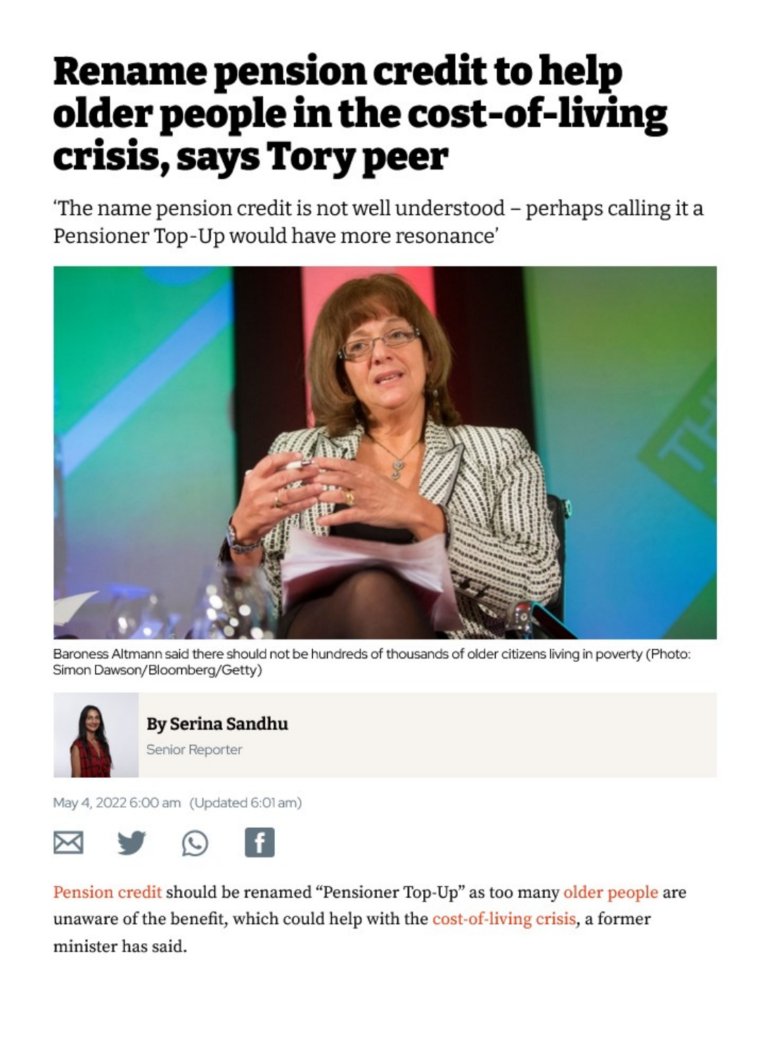# Rename pension credit to help older people in the cost-of-living crisis, says Tory peer

'The name pension credit is not well understood – perhaps calling it a Pensioner Top-Up would have more resonance'

Baroness Altmann said there should not be hundreds of thousands of older citizens living in poverty (Photo: Simon Dawson/Bloomberg/Getty)

**By Serina Sandhu**
Senior Reporter

May 4, 2022 6:00 am (Updated 6:01 am)

Pension credit should be renamed "Pensioner Top-Up" as too many older people are unaware of the benefit, which could help with the cost-of-living crisis, a former minister has said.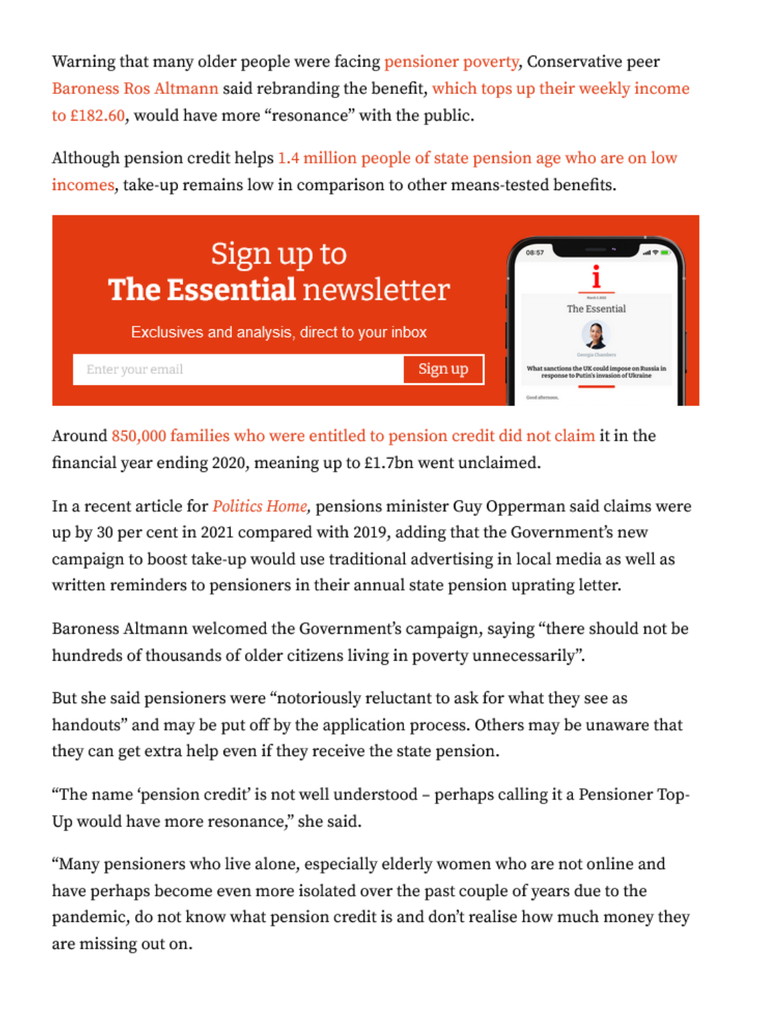Warning that many older people were facing pensioner poverty, Conservative peer Baroness Ros Altmann said rebranding the benefit, which tops up their weekly income to £182.60, would have more "resonance" with the public.

Although pension credit helps 1.4 million people of state pension age who are on low incomes, take-up remains low in comparison to other means-tested benefits.

Around 850,000 families who were entitled to pension credit did not claim it in the financial year ending 2020, meaning up to £1.7bn went unclaimed.

In a recent article for *Politics Home*, pensions minister Guy Opperman said claims were up by 30 per cent in 2021 compared with 2019, adding that the Government's new campaign to boost take-up would use traditional advertising in local media as well as written reminders to pensioners in their annual state pension uprating letter.

Baroness Altmann welcomed the Government's campaign, saying "there should not be hundreds of thousands of older citizens living in poverty unnecessarily".

But she said pensioners were "notoriously reluctant to ask for what they see as handouts" and may be put off by the application process. Others may be unaware that they can get extra help even if they receive the state pension.

"The name 'pension credit' is not well understood – perhaps calling it a Pensioner Top-Up would have more resonance," she said.

"Many pensioners who live alone, especially elderly women who are not online and have perhaps become even more isolated over the past couple of years due to the pandemic, do not know what pension credit is and don't realise how much money they are missing out on.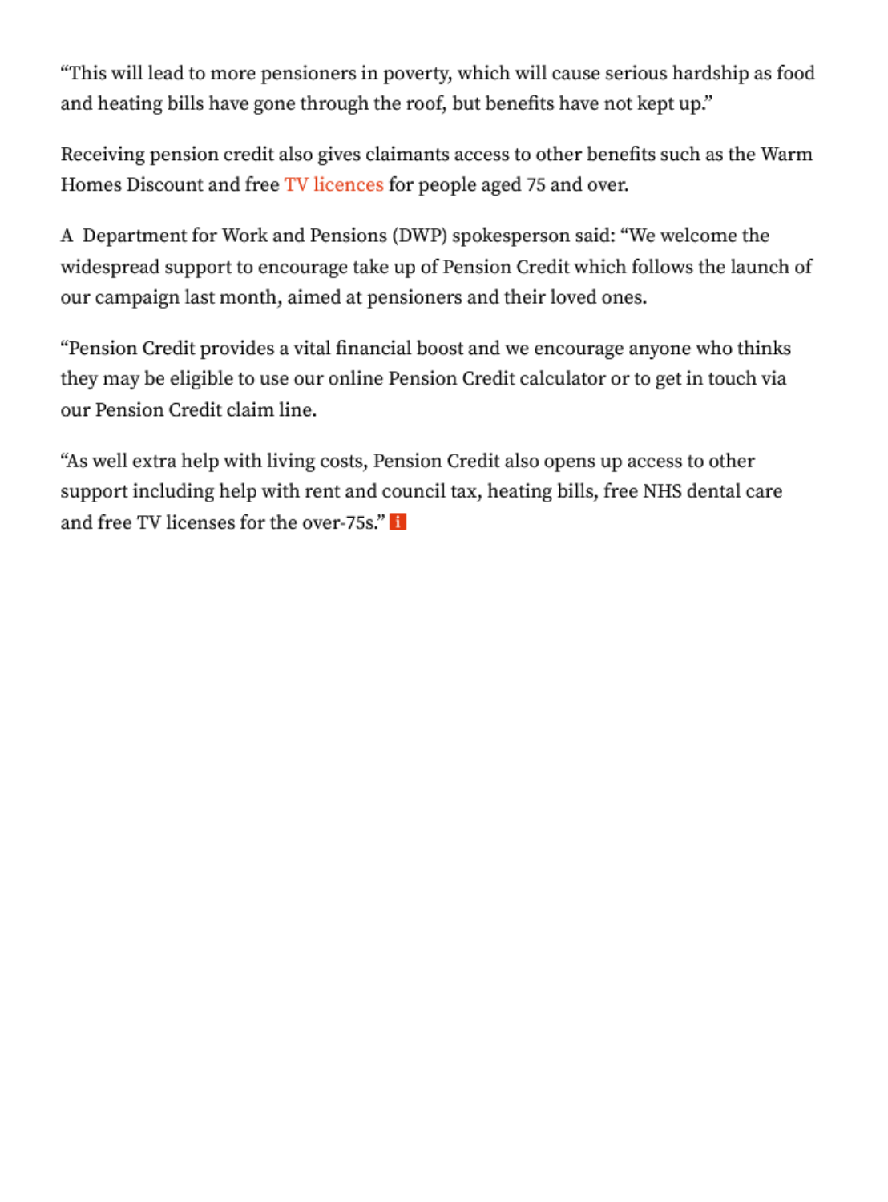"This will lead to more pensioners in poverty, which will cause serious hardship as food and heating bills have gone through the roof, but benefits have not kept up."

Receiving pension credit also gives claimants access to other benefits such as the Warm Homes Discount and free TV licences for people aged 75 and over.

A Department for Work and Pensions (DWP) spokesperson said: "We welcome the widespread support to encourage take up of Pension Credit which follows the launch of our campaign last month, aimed at pensioners and their loved ones.

"Pension Credit provides a vital financial boost and we encourage anyone who thinks they may be eligible to use our online Pension Credit calculator or to get in touch via our Pension Credit claim line.

"As well extra help with living costs, Pension Credit also opens up access to other support including help with rent and council tax, heating bills, free NHS dental care and free TV licenses for the over-75s."